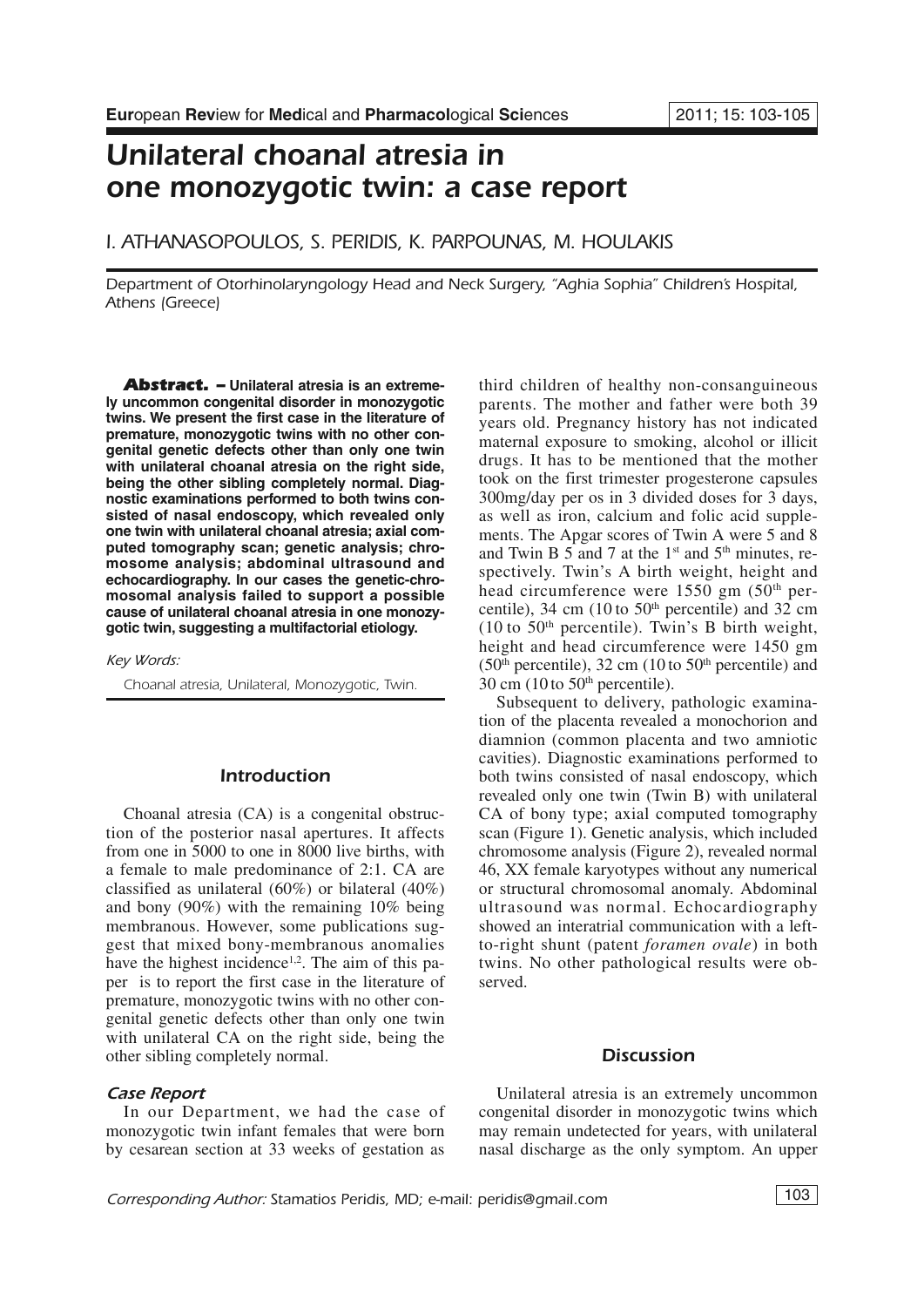# Unilateral choanal atresia in one monozygotic twin: a case report

I. ATHANASOPOULOS, S. PERIDIS, K. PARPOUNAS, M. HOULAKIS

*Department of Otorhinolaryngology Head and Neck Surgery, "Aghia Sophia" Children's Hospital, Athens (Greece)*

**Abstract. – Unilateral atresia is an extremely uncommon congenital disorder in monozygotic twins. We present the first case in the literature of premature, monozygotic twins with no other congenital genetic defects other than only one twin with unilateral choanal atresia on the right side, being the other sibling completely normal. Diagnostic examinations performed to both twins consisted of nasal endoscopy, which revealed only one twin with unilateral choanal atresia; axial computed tomography scan; genetic analysis; chromosome analysis; abdominal ultrasound and echocardiography. In our cases the genetic-chromosomal analysis failed to support a possible cause of unilateral choanal atresia in one monozygotic twin, suggesting a multifactorial etiology.**

*Key Words:*

*Choanal atresia, Unilateral, Monozygotic, Twin.*

## Introduction

Choanal atresia (CA) is a congenital obstruction of the posterior nasal apertures. It affects from one in 5000 to one in 8000 live births, with a female to male predominance of 2:1. CA are classified as unilateral (60%) or bilateral (40%) and bony (90%) with the remaining 10% being membranous. However, some publications suggest that mixed bony-membranous anomalies have the highest incidence[1,2]. The aim of this paper is to report the first case in the literature of premature, monozygotic twins with no other congenital genetic defects other than only one twin with unilateral CA on the right side, being the other sibling completely normal.

### Case Report

In our Department, we had the case of monozygotic twin infant females that were born by cesarean section at 33 weeks of gestation as third children of healthy non-consanguineous parents. The mother and father were both 39 years old. Pregnancy history has not indicated maternal exposure to smoking, alcohol or illicit drugs. It has to be mentioned that the mother took on the first trimester progesterone capsules 300mg/day per os in 3 divided doses for 3 days, as well as iron, calcium and folic acid supplements. The Apgar scores of Twin A were 5 and 8 and Twin B 5 and 7 at the 1st and 5th minutes, respectively. Twin's A birth weight, height and head circumference were 1550 gm (50th percentile), 34 cm (10 to 50th percentile) and 32 cm (10 to 50th percentile). Twin's B birth weight, height and head circumference were 1450 gm (50th percentile), 32 cm (10 to 50th percentile) and 30 cm (10 to 50th percentile).

Subsequent to delivery, pathologic examination of the placenta revealed a monochorion and diamnion (common placenta and two amniotic cavities). Diagnostic examinations performed to both twins consisted of nasal endoscopy, which revealed only one twin (Twin B) with unilateral CA of bony type; axial computed tomography scan (Figure 1). Genetic analysis, which included chromosome analysis (Figure 2), revealed normal 46, XX female karyotypes without any numerical or structural chromosomal anomaly. Abdominal ultrasound was normal. Echocardiography showed an interatrial communication with a left-to-right shunt (patent *foramen ovale*) in both twins. No other pathological results were observed.

## Discussion

Unilateral atresia is an extremely uncommon congenital disorder in monozygotic twins which may remain undetected for years, with unilateral nasal discharge as the only symptom. An upper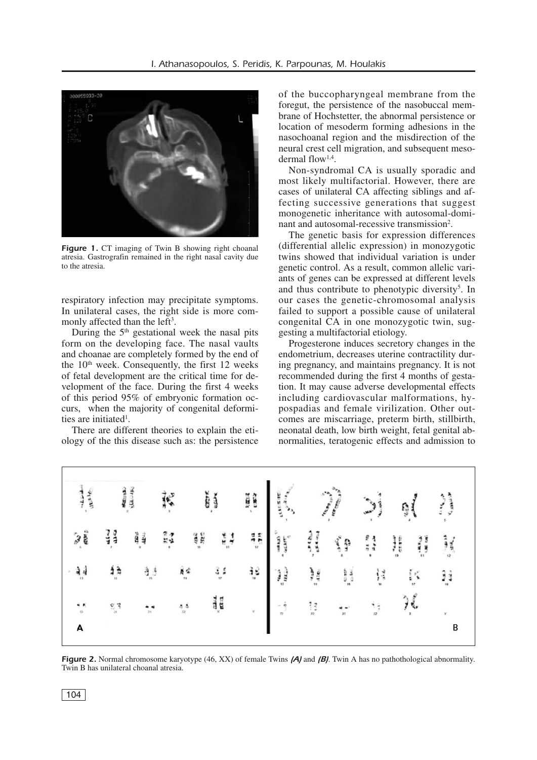**Figure 1.** CT imaging of Twin B showing right choanal atresia. Gastrografin remained in the right nasal cavity due to the atresia.

respiratory infection may precipitate symptoms. In unilateral cases, the right side is more commonly affected than the left[3].

During the 5th gestational week the nasal pits form on the developing face. The nasal vaults and choanae are completely formed by the end of the 10th week. Consequently, the first 12 weeks of fetal development are the critical time for development of the face. During the first 4 weeks of this period 95% of embryonic formation occurs, when the majority of congenital deformities are initiated[1].

There are different theories to explain the etiology of the this disease such as: the persistence of the buccopharyngeal membrane from the foregut, the persistence of the nasobuccal membrane of Hochstetter, the abnormal persistence or location of mesoderm forming adhesions in the nasochoanal region and the misdirection of the neural crest cell migration, and subsequent mesodermal flow[1,4].

Non-syndromal CA is usually sporadic and most likely multifactorial. However, there are cases of unilateral CA affecting siblings and affecting successive generations that suggest monogenetic inheritance with autosomal-dominant and autosomal-recessive transmission[2].

The genetic basis for expression differences (differential allelic expression) in monozygotic twins showed that individual variation is under genetic control. As a result, common allelic variants of genes can be expressed at different levels and thus contribute to phenotypic diversity[5]. In our cases the genetic-chromosomal analysis failed to support a possible cause of unilateral congenital CA in one monozygotic twin, suggesting a multifactorial etiology.

Progesterone induces secretory changes in the endometrium, decreases uterine contractility during pregnancy, and maintains pregnancy. It is not recommended during the first 4 months of gestation. It may cause adverse developmental effects including cardiovascular malformations, hypospadias and female virilization. Other outcomes are miscarriage, preterm birth, stillbirth, neonatal death, low birth weight, fetal genital abnormalities, teratogenic effects and admission to

**Figure 2.** Normal chromosome karyotype (46, XX) of female Twins *(A)* and *(B)*. Twin A has no pathothological abnormality. Twin B has unilateral choanal atresia.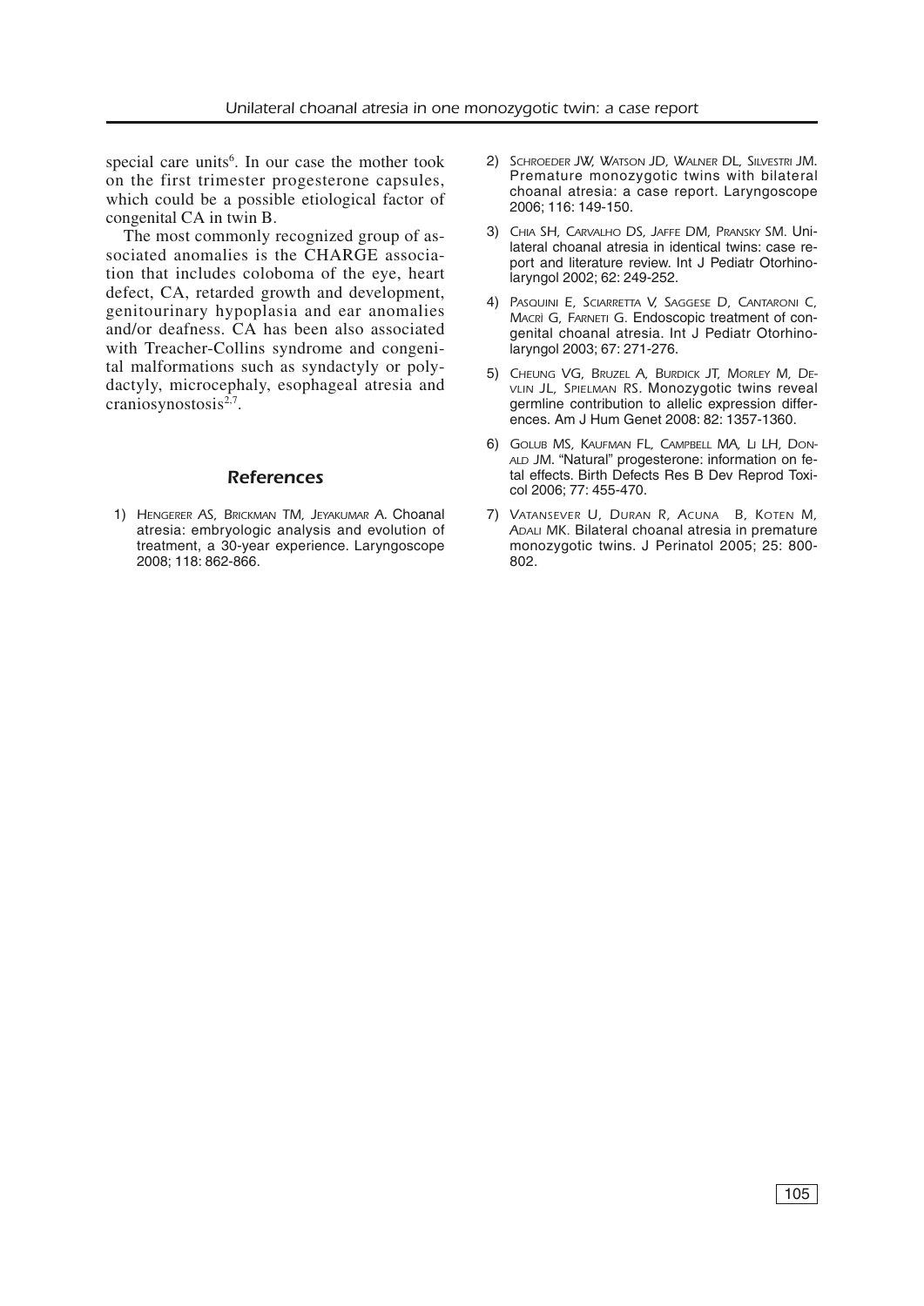special care units[6]. In our case the mother took on the first trimester progesterone capsules, which could be a possible etiological factor of congenital CA in twin B.

The most commonly recognized group of associated anomalies is the CHARGE association that includes coloboma of the eye, heart defect, CA, retarded growth and development, genitourinary hypoplasia and ear anomalies and/or deafness. CA has been also associated with Treacher-Collins syndrome and congenital malformations such as syndactyly or polydactyly, microcephaly, esophageal atresia and craniosynostosis[2,7].

## References

1) Hengerer AS, Brickman TM, Jeyakumar A. Choanal atresia: embryologic analysis and evolution of treatment, a 30-year experience. Laryngoscope 2008; 118: 862-866.

2) Schroeder JW, Watson JD, Walner DL, Silvestri JM. Premature monozygotic twins with bilateral choanal atresia: a case report. Laryngoscope 2006; 116: 149-150.

3) Chia SH, Carvalho DS, Jaffe DM, Pransky SM. Unilateral choanal atresia in identical twins: case report and literature review. Int J Pediatr Otorhinolaryngol 2002; 62: 249-252.

4) Pasquini E, Sciarretta V, Saggese D, Cantaroni C, Macrì G, Farneti G. Endoscopic treatment of congenital choanal atresia. Int J Pediatr Otorhinolaryngol 2003; 67: 271-276.

5) Cheung VG, Bruzel A, Burdick JT, Morley M, Devlin JL, Spielman RS. Monozygotic twins reveal germline contribution to allelic expression differences. Am J Hum Genet 2008: 82: 1357-1360.

6) Golub MS, Kaufman FL, Campbell MA, Li LH, Donald JM. "Natural" progesterone: information on fetal effects. Birth Defects Res B Dev Reprod Toxicol 2006; 77: 455-470.

7) Vatansever U, Duran R, Acuna B, Koten M, Adali MK. Bilateral choanal atresia in premature monozygotic twins. J Perinatol 2005; 25: 800-802.